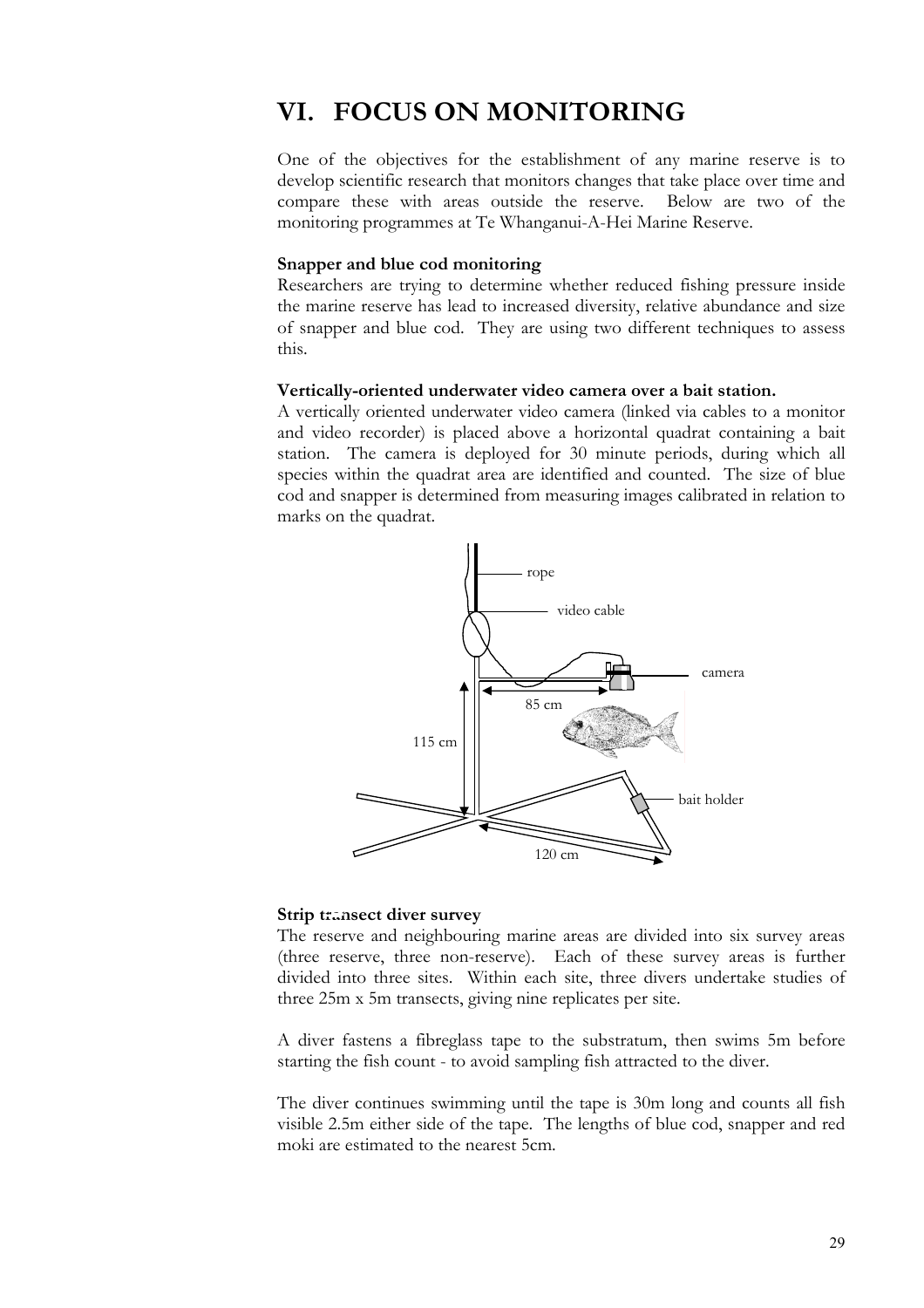# VI. FOCUS ON MONITORING

One of the objectives for the establishment of any marine reserve is to develop scientific research that monitors changes that take place over time and compare these with areas outside the reserve. Below are two of the monitoring programmes at Te Whanganui-A-Hei Marine Reserve.

**Snapper and blue cod monitoring**

Researchers are trying to determine whether reduced fishing pressure inside the marine reserve has lead to increased diversity, relative abundance and size of snapper and blue cod. They are using two different techniques to assess this.

**Vertically-oriented underwater video camera over a bait station.**

A vertically oriented underwater video camera (linked via cables to a monitor and video recorder) is placed above a horizontal quadrat containing a bait station. The camera is deployed for 30 minute periods, during which all species within the quadrat area are identified and counted. The size of blue cod and snapper is determined from measuring images calibrated in relation to marks on the quadrat.

rope

video cable

camera

85 cm

115 cm

bait holder

120 cm

**Strip transect diver survey**

The reserve and neighbouring marine areas are divided into six survey areas (three reserve, three non-reserve). Each of these survey areas is further divided into three sites. Within each site, three divers undertake studies of three 25m x 5m transects, giving nine replicates per site.

A diver fastens a fibreglass tape to the substratum, then swims 5m before starting the fish count - to avoid sampling fish attracted to the diver.

The diver continues swimming until the tape is 30m long and counts all fish visible 2.5m either side of the tape. The lengths of blue cod, snapper and red moki are estimated to the nearest 5cm.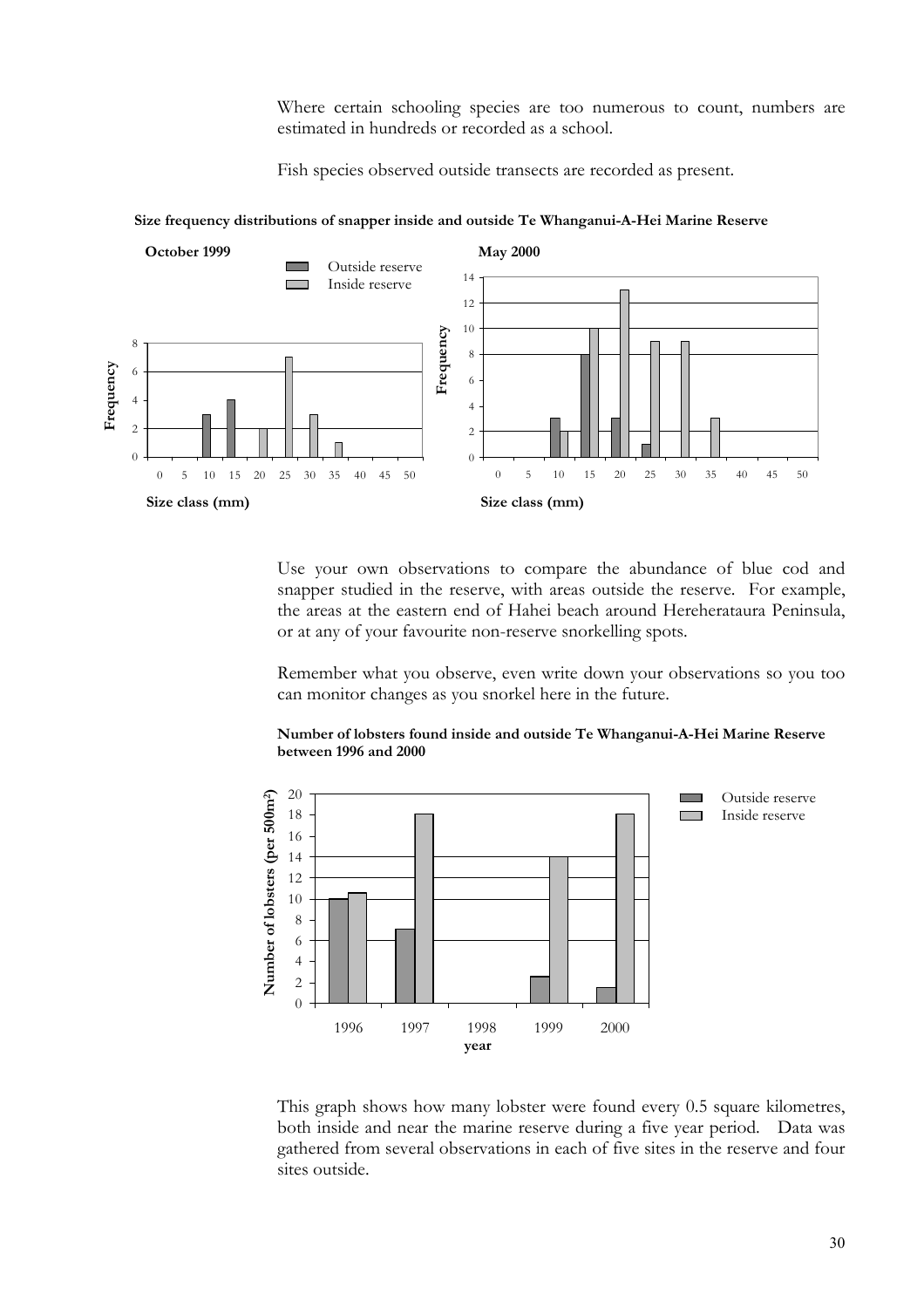Where certain schooling species are too numerous to count, numbers are estimated in hundreds or recorded as a school.

Fish species observed outside transects are recorded as present.

**Size frequency distributions of snapper inside and outside Te Whanganui-A-Hei Marine Reserve**

**October 1999**

| Size class (mm) | Outside reserve | Inside reserve |
|---|---|---|
| 10 | 3 | |
| 15 | 4 | |
| 20 | | 2 |
| 25 | | 7 |
| 30 | | 3 |
| 35 | | 1 |

**May 2000**

| Size class (mm) | Outside reserve | Inside reserve |
|---|---|---|
| 10 | 3 | 2 |
| 15 | 8 | 10 |
| 20 | 3 | 13 |
| 25 | 1 | 9 |
| 30 | | 9 |
| 35 | | 3 |

Use your own observations to compare the abundance of blue cod and snapper studied in the reserve, with areas outside the reserve. For example, the areas at the eastern end of Hahei beach around Hereherataura Peninsula, or at any of your favourite non-reserve snorkelling spots.

Remember what you observe, even write down your observations so you too can monitor changes as you snorkel here in the future.

**Number of lobsters found inside and outside Te Whanganui-A-Hei Marine Reserve between 1996 and 2000**

| Year | Outside reserve (per 500m²) | Inside reserve (per 500m²) |
|---|---|---|
| 1996 | 10 | 10.5 |
| 1997 | 7 | 18 |
| 1998 | | |
| 1999 | 2.5 | 14 |
| 2000 | 1.5 | 18 |

This graph shows how many lobster were found every 0.5 square kilometres, both inside and near the marine reserve during a five year period. Data was gathered from several observations in each of five sites in the reserve and four sites outside.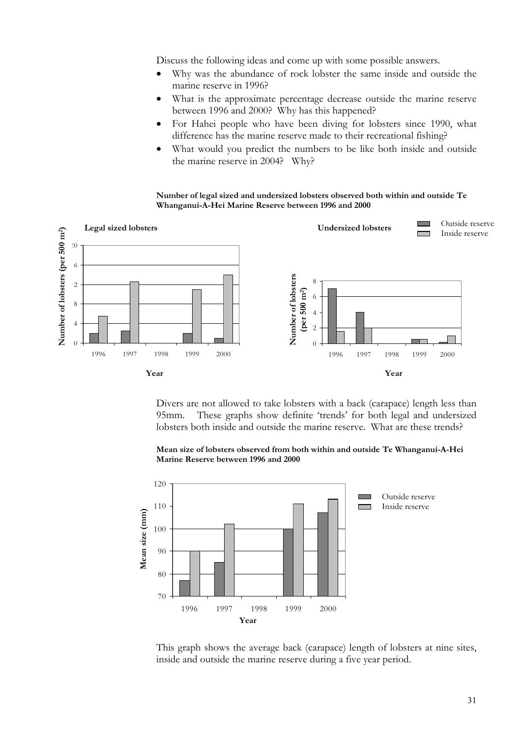Discuss the following ideas and come up with some possible answers.

- Why was the abundance of rock lobster the same inside and outside the marine reserve in 1996?
- What is the approximate percentage decrease outside the marine reserve between 1996 and 2000? Why has this happened?
- For Hahei people who have been diving for lobsters since 1990, what difference has the marine reserve made to their recreational fishing?
- What would you predict the numbers to be like both inside and outside the marine reserve in 2004? Why?

**Number of legal sized and undersized lobsters observed both within and outside Te Whanganui-A-Hei Marine Reserve between 1996 and 2000**

Divers are not allowed to take lobsters with a back (carapace) length less than 95mm. These graphs show definite 'trends' for both legal and undersized lobsters both inside and outside the marine reserve. What are these trends?

**Mean size of lobsters observed from both within and outside Te Whanganui-A-Hei Marine Reserve between 1996 and 2000**

This graph shows the average back (carapace) length of lobsters at nine sites, inside and outside the marine reserve during a five year period.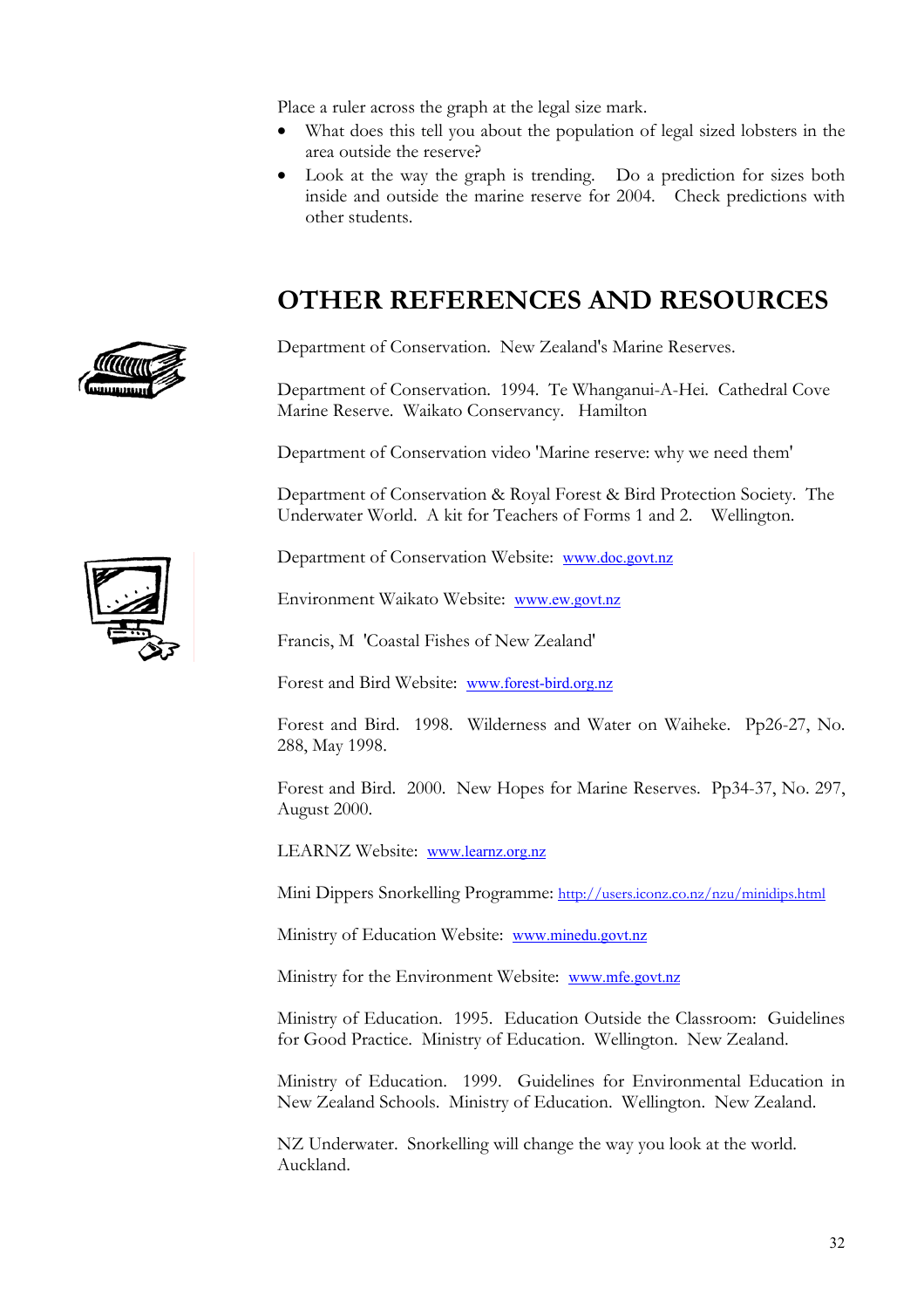Place a ruler across the graph at the legal size mark.

- What does this tell you about the population of legal sized lobsters in the area outside the reserve?
- Look at the way the graph is trending. Do a prediction for sizes both inside and outside the marine reserve for 2004. Check predictions with other students.

## OTHER REFERENCES AND RESOURCES

Department of Conservation. New Zealand's Marine Reserves.

Department of Conservation. 1994. Te Whanganui-A-Hei. Cathedral Cove Marine Reserve. Waikato Conservancy. Hamilton

Department of Conservation video 'Marine reserve: why we need them'

Department of Conservation & Royal Forest & Bird Protection Society. The Underwater World. A kit for Teachers of Forms 1 and 2. Wellington.

Department of Conservation Website: www.doc.govt.nz

Environment Waikato Website: www.ew.govt.nz

Francis, M 'Coastal Fishes of New Zealand'

Forest and Bird Website: www.forest-bird.org.nz

Forest and Bird. 1998. Wilderness and Water on Waiheke. Pp26-27, No. 288, May 1998.

Forest and Bird. 2000. New Hopes for Marine Reserves. Pp34-37, No. 297, August 2000.

LEARNZ Website: www.learnz.org.nz

Mini Dippers Snorkelling Programme: http://users.iconz.co.nz/nzu/minidips.html

Ministry of Education Website: www.minedu.govt.nz

Ministry for the Environment Website: www.mfe.govt.nz

Ministry of Education. 1995. Education Outside the Classroom: Guidelines for Good Practice. Ministry of Education. Wellington. New Zealand.

Ministry of Education. 1999. Guidelines for Environmental Education in New Zealand Schools. Ministry of Education. Wellington. New Zealand.

NZ Underwater. Snorkelling will change the way you look at the world. Auckland.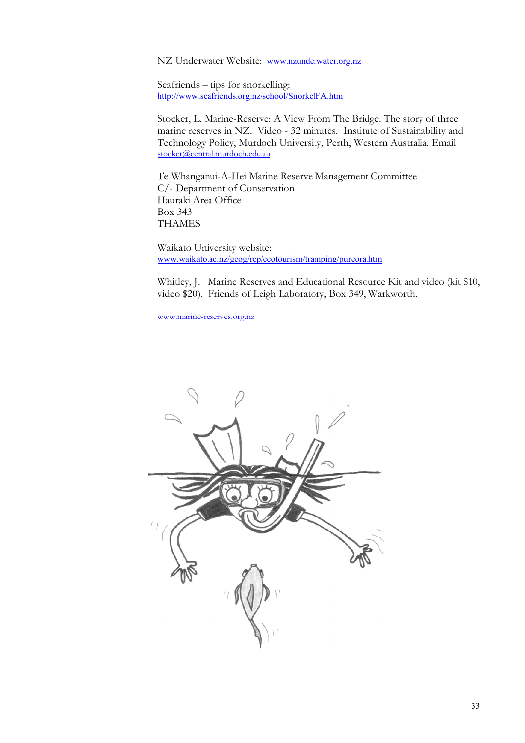NZ Underwater Website: www.nzunderwater.org.nz

Seafriends – tips for snorkelling:
http://www.seafriends.org.nz/school/SnorkelFA.htm

Stocker, L. Marine-Reserve: A View From The Bridge. The story of three marine reserves in NZ. Video - 32 minutes. Institute of Sustainability and Technology Policy, Murdoch University, Perth, Western Australia. Email stocker@central.murdoch.edu.au

Te Whanganui-A-Hei Marine Reserve Management Committee
C/- Department of Conservation
Hauraki Area Office
Box 343
THAMES

Waikato University website:
www.waikato.ac.nz/geog/rep/ecotourism/tramping/pureora.htm

Whitley, J. Marine Reserves and Educational Resource Kit and video (kit $10, video $20). Friends of Leigh Laboratory, Box 349, Warkworth.

www.marine-reserves.org.nz